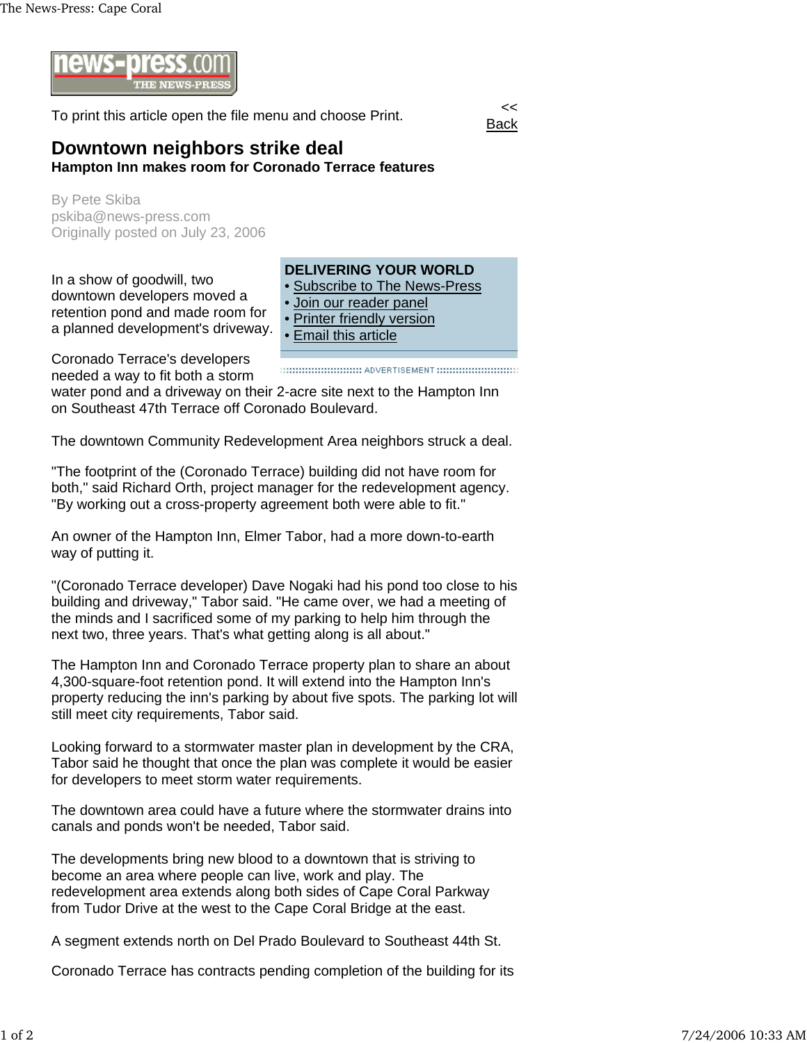To print this article open the file menu and choose Print.

<< Back

# Downtown neighbors strike deal

**Hampton Inn makes room for Coronado Terrace features**

By Pete Skiba
pskiba@news-press.com
Originally posted on July 23, 2006

**DELIVERING YOUR WORLD**

- Subscribe to The News-Press
- Join our reader panel
- Printer friendly version
- Email this article

In a show of goodwill, two downtown developers moved a retention pond and made room for a planned development's driveway.

Coronado Terrace's developers needed a way to fit both a storm water pond and a driveway on their 2-acre site next to the Hampton Inn on Southeast 47th Terrace off Coronado Boulevard.

The downtown Community Redevelopment Area neighbors struck a deal.

"The footprint of the (Coronado Terrace) building did not have room for both," said Richard Orth, project manager for the redevelopment agency. "By working out a cross-property agreement both were able to fit."

An owner of the Hampton Inn, Elmer Tabor, had a more down-to-earth way of putting it.

"(Coronado Terrace developer) Dave Nogaki had his pond too close to his building and driveway," Tabor said. "He came over, we had a meeting of the minds and I sacrificed some of my parking to help him through the next two, three years. That's what getting along is all about."

The Hampton Inn and Coronado Terrace property plan to share an about 4,300-square-foot retention pond. It will extend into the Hampton Inn's property reducing the inn's parking by about five spots. The parking lot will still meet city requirements, Tabor said.

Looking forward to a stormwater master plan in development by the CRA, Tabor said he thought that once the plan was complete it would be easier for developers to meet storm water requirements.

The downtown area could have a future where the stormwater drains into canals and ponds won't be needed, Tabor said.

The developments bring new blood to a downtown that is striving to become an area where people can live, work and play. The redevelopment area extends along both sides of Cape Coral Parkway from Tudor Drive at the west to the Cape Coral Bridge at the east.

A segment extends north on Del Prado Boulevard to Southeast 44th St.

Coronado Terrace has contracts pending completion of the building for its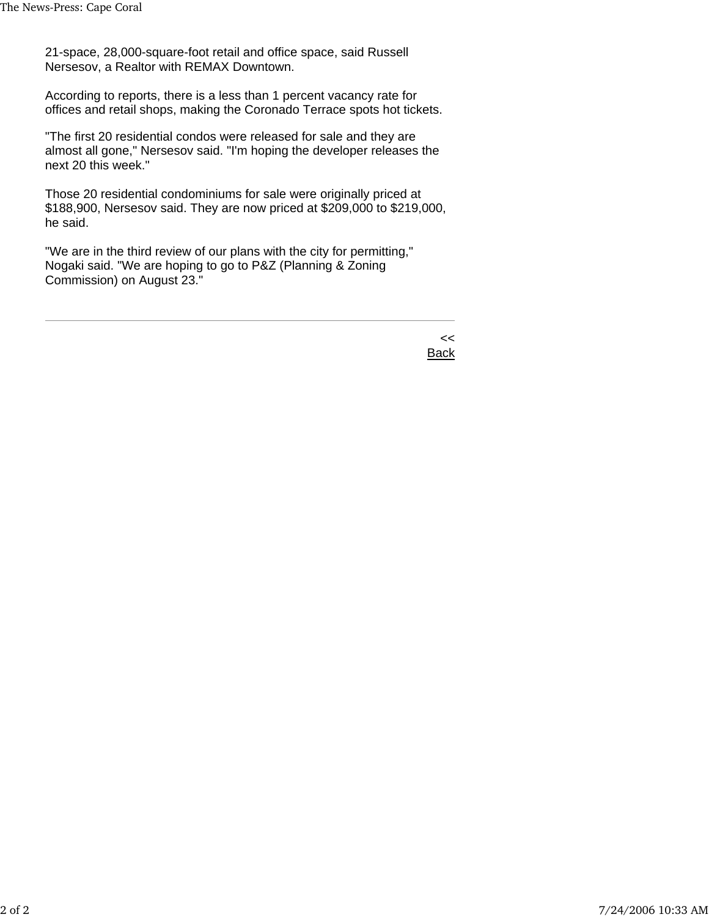21-space, 28,000-square-foot retail and office space, said Russell Nersesov, a Realtor with REMAX Downtown.

According to reports, there is a less than 1 percent vacancy rate for offices and retail shops, making the Coronado Terrace spots hot tickets.

"The first 20 residential condos were released for sale and they are almost all gone," Nersesov said. "I'm hoping the developer releases the next 20 this week."

Those 20 residential condominiums for sale were originally priced at $188,900, Nersesov said. They are now priced at $209,000 to $219,000, he said.

"We are in the third review of our plans with the city for permitting," Nogaki said. "We are hoping to go to P&Z (Planning & Zoning Commission) on August 23."

---

<< Back